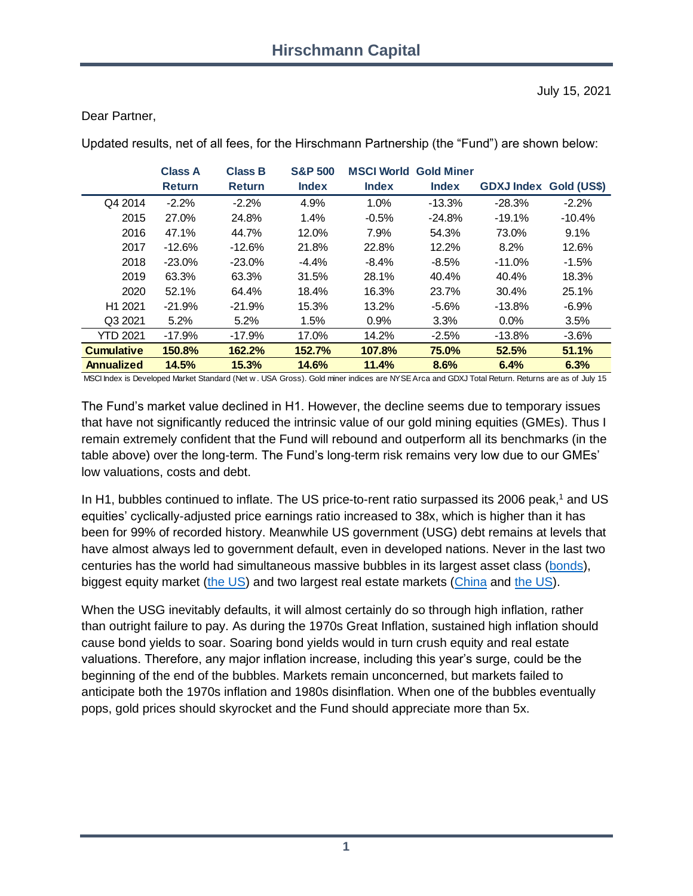# Hirschmann Capital

July 15, 2021

Dear Partner,

Updated results, net of all fees, for the Hirschmann Partnership (the "Fund") are shown below:

| | Class A Return | Class B Return | S&P 500 Index | MSCI World Index | Gold Miner Index | GDXJ Index | Gold (US$) |
|---|---|---|---|---|---|---|---|
| Q4 2014 | -2.2% | -2.2% | 4.9% | 1.0% | -13.3% | -28.3% | -2.2% |
| 2015 | 27.0% | 24.8% | 1.4% | -0.5% | -24.8% | -19.1% | -10.4% |
| 2016 | 47.1% | 44.7% | 12.0% | 7.9% | 54.3% | 73.0% | 9.1% |
| 2017 | -12.6% | -12.6% | 21.8% | 22.8% | 12.2% | 8.2% | 12.6% |
| 2018 | -23.0% | -23.0% | -4.4% | -8.4% | -8.5% | -11.0% | -1.5% |
| 2019 | 63.3% | 63.3% | 31.5% | 28.1% | 40.4% | 40.4% | 18.3% |
| 2020 | 52.1% | 64.4% | 18.4% | 16.3% | 23.7% | 30.4% | 25.1% |
| H1 2021 | -21.9% | -21.9% | 15.3% | 13.2% | -5.6% | -13.8% | -6.9% |
| Q3 2021 | 5.2% | 5.2% | 1.5% | 0.9% | 3.3% | 0.0% | 3.5% |
| YTD 2021 | -17.9% | -17.9% | 17.0% | 14.2% | -2.5% | -13.8% | -3.6% |
| **Cumulative** | **150.8%** | **162.2%** | **152.7%** | **107.8%** | **75.0%** | **52.5%** | **51.1%** |
| **Annualized** | **14.5%** | **15.3%** | **14.6%** | **11.4%** | **8.6%** | **6.4%** | **6.3%** |

MSCI Index is Developed Market Standard (Net w. USA Gross). Gold miner indices are NYSE Arca and GDXJ Total Return. Returns are as of July 15

The Fund's market value declined in H1. However, the decline seems due to temporary issues that have not significantly reduced the intrinsic value of our gold mining equities (GMEs). Thus I remain extremely confident that the Fund will rebound and outperform all its benchmarks (in the table above) over the long-term. The Fund's long-term risk remains very low due to our GMEs' low valuations, costs and debt.

In H1, bubbles continued to inflate. The US price-to-rent ratio surpassed its 2006 peak,[1] and US equities' cyclically-adjusted price earnings ratio increased to 38x, which is higher than it has been for 99% of recorded history. Meanwhile US government (USG) debt remains at levels that have almost always led to government default, even in developed nations. Never in the last two centuries has the world had simultaneous massive bubbles in its largest asset class (bonds), biggest equity market (the US) and two largest real estate markets (China and the US).

When the USG inevitably defaults, it will almost certainly do so through high inflation, rather than outright failure to pay. As during the 1970s Great Inflation, sustained high inflation should cause bond yields to soar. Soaring bond yields would in turn crush equity and real estate valuations. Therefore, any major inflation increase, including this year's surge, could be the beginning of the end of the bubbles. Markets remain unconcerned, but markets failed to anticipate both the 1970s inflation and 1980s disinflation. When one of the bubbles eventually pops, gold prices should skyrocket and the Fund should appreciate more than 5x.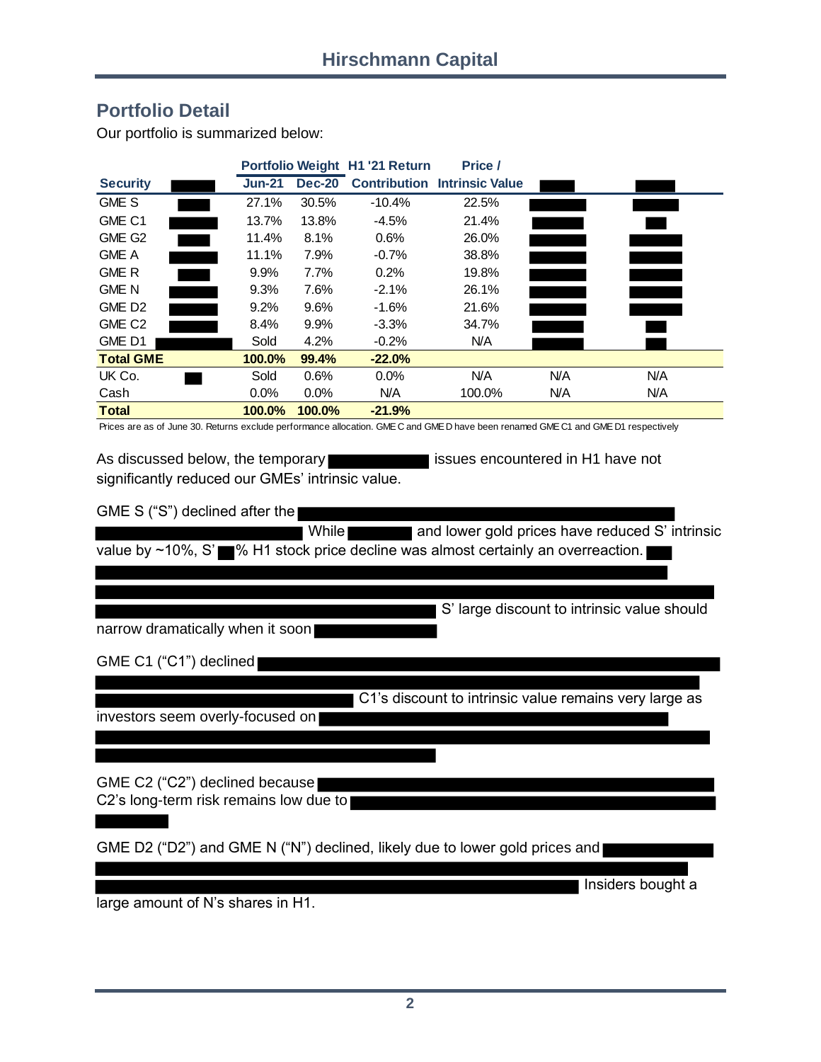## Portfolio Detail

Our portfolio is summarized below:

| Security | | Portfolio Weight | | H1 '21 Return | Price / | | |
|---|---|---|---|---|---|---|---|
| | | Jun-21 | Dec-20 | Contribution | Intrinsic Value | | |
| GME S | | 27.1% | 30.5% | -10.4% | 22.5% | | |
| GME C1 | | 13.7% | 13.8% | -4.5% | 21.4% | | |
| GME G2 | | 11.4% | 8.1% | 0.6% | 26.0% | | |
| GME A | | 11.1% | 7.9% | -0.7% | 38.8% | | |
| GME R | | 9.9% | 7.7% | 0.2% | 19.8% | | |
| GME N | | 9.3% | 7.6% | -2.1% | 26.1% | | |
| GME D2 | | 9.2% | 9.6% | -1.6% | 21.6% | | |
| GME C2 | | 8.4% | 9.9% | -3.3% | 34.7% | | |
| GME D1 | | Sold | 4.2% | -0.2% | N/A | | |
| **Total GME** | | **100.0%** | **99.4%** | **-22.0%** | | | |
| UK Co. | | Sold | 0.6% | 0.0% | N/A | N/A | N/A |
| Cash | | 0.0% | 0.0% | N/A | 100.0% | N/A | N/A |
| **Total** | | **100.0%** | **100.0%** | **-21.9%** | | | |

Prices are as of June 30. Returns exclude performance allocation. GME C and GME D have been renamed GME C1 and GME D1 respectively

As discussed below, the temporary issues encountered in H1 have not significantly reduced our GMEs' intrinsic value.

GME S ("S") declined after the While and lower gold prices have reduced S' intrinsic value by ~10%, S' % H1 stock price decline was almost certainly an overreaction. S' large discount to intrinsic value should narrow dramatically when it soon

GME C1 ("C1") declined C1's discount to intrinsic value remains very large as investors seem overly-focused on

GME C2 ("C2") declined because C2's long-term risk remains low due to

GME D2 ("D2") and GME N ("N") declined, likely due to lower gold prices and Insiders bought a large amount of N's shares in H1.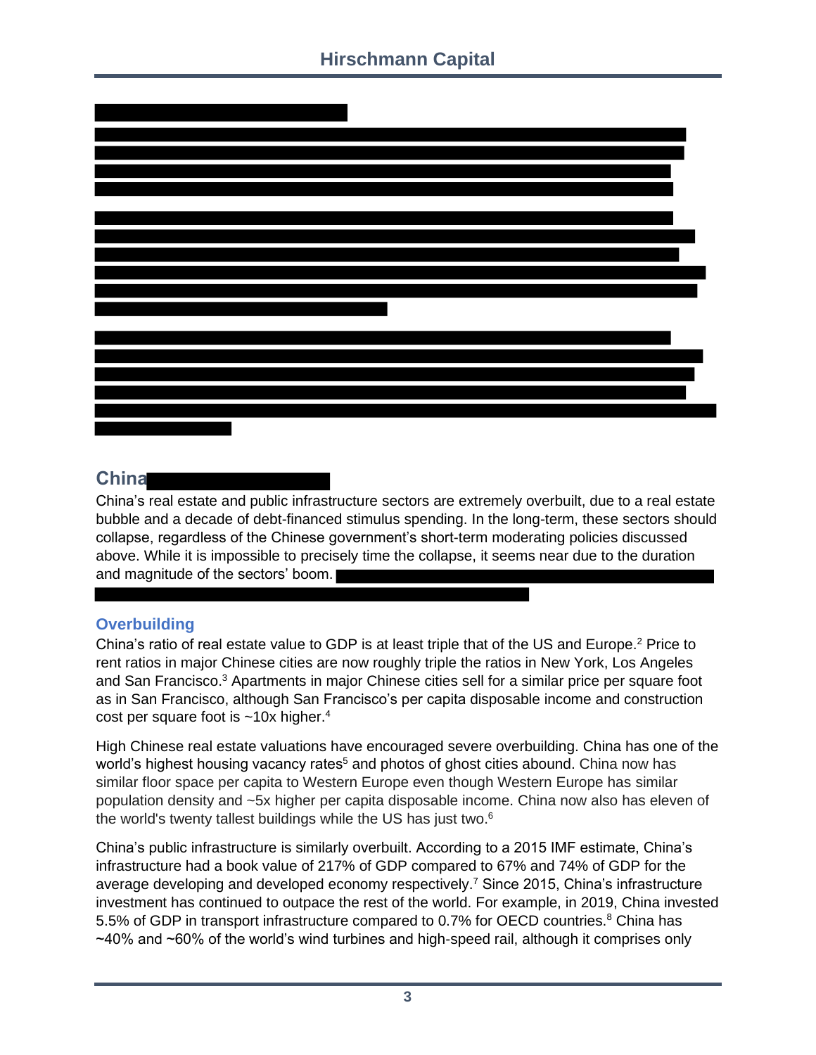## China

China's real estate and public infrastructure sectors are extremely overbuilt, due to a real estate bubble and a decade of debt-financed stimulus spending. In the long-term, these sectors should collapse, regardless of the Chinese government's short-term moderating policies discussed above. While it is impossible to precisely time the collapse, it seems near due to the duration and magnitude of the sectors' boom.

### Overbuilding

China's ratio of real estate value to GDP is at least triple that of the US and Europe.[2] Price to rent ratios in major Chinese cities are now roughly triple the ratios in New York, Los Angeles and San Francisco.[3] Apartments in major Chinese cities sell for a similar price per square foot as in San Francisco, although San Francisco's per capita disposable income and construction cost per square foot is ~10x higher.[4]

High Chinese real estate valuations have encouraged severe overbuilding. China has one of the world's highest housing vacancy rates[5] and photos of ghost cities abound. China now has similar floor space per capita to Western Europe even though Western Europe has similar population density and ~5x higher per capita disposable income. China now also has eleven of the world's twenty tallest buildings while the US has just two.[6]

China's public infrastructure is similarly overbuilt. According to a 2015 IMF estimate, China's infrastructure had a book value of 217% of GDP compared to 67% and 74% of GDP for the average developing and developed economy respectively.[7] Since 2015, China's infrastructure investment has continued to outpace the rest of the world. For example, in 2019, China invested 5.5% of GDP in transport infrastructure compared to 0.7% for OECD countries.[8] China has ~40% and ~60% of the world's wind turbines and high-speed rail, although it comprises only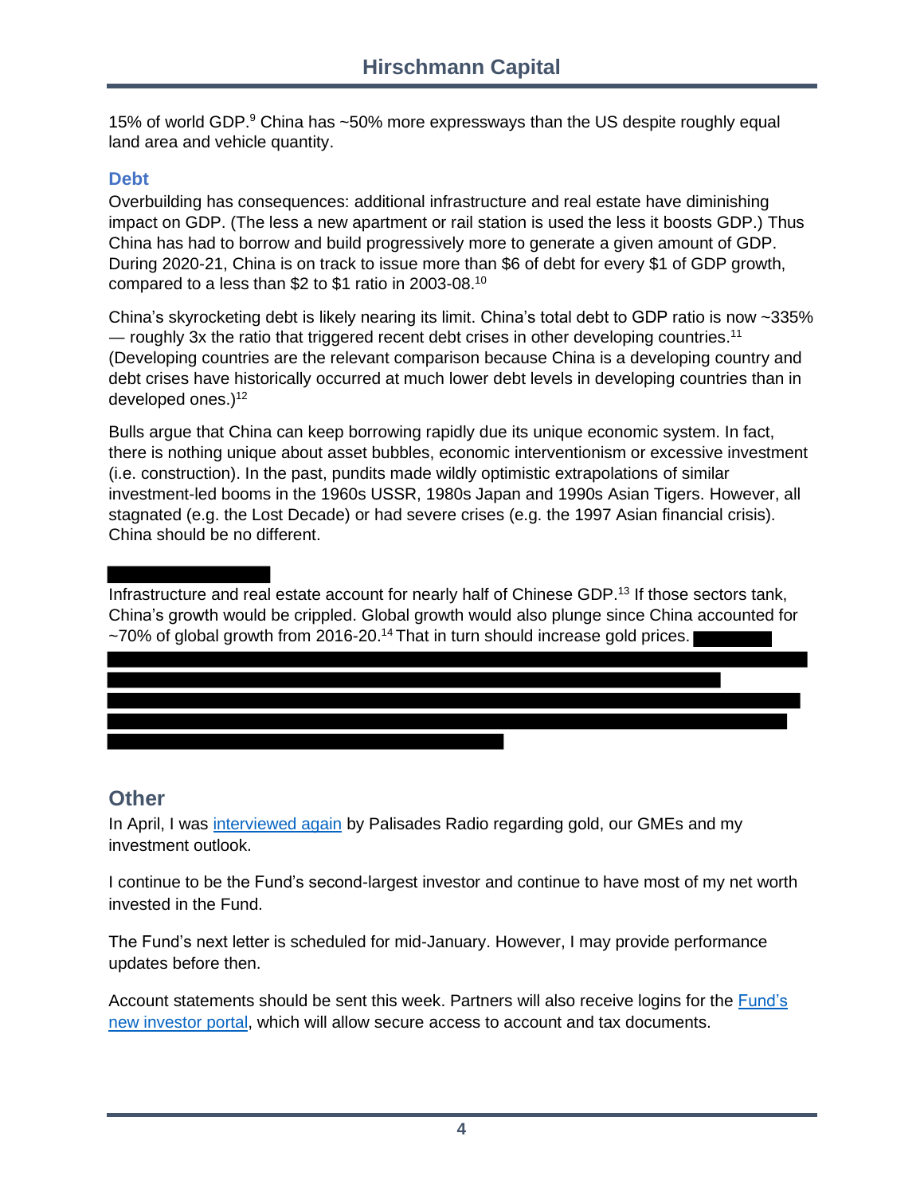15% of world GDP.[9] China has ~50% more expressways than the US despite roughly equal land area and vehicle quantity.

### Debt

Overbuilding has consequences: additional infrastructure and real estate have diminishing impact on GDP. (The less a new apartment or rail station is used the less it boosts GDP.) Thus China has had to borrow and build progressively more to generate a given amount of GDP. During 2020-21, China is on track to issue more than $6 of debt for every $1 of GDP growth, compared to a less than $2 to $1 ratio in 2003-08.[10]

China's skyrocketing debt is likely nearing its limit. China's total debt to GDP ratio is now ~335% — roughly 3x the ratio that triggered recent debt crises in other developing countries.[11] (Developing countries are the relevant comparison because China is a developing country and debt crises have historically occurred at much lower debt levels in developing countries than in developed ones.)[12]

Bulls argue that China can keep borrowing rapidly due its unique economic system. In fact, there is nothing unique about asset bubbles, economic interventionism or excessive investment (i.e. construction). In the past, pundits made wildly optimistic extrapolations of similar investment-led booms in the 1960s USSR, 1980s Japan and 1990s Asian Tigers. However, all stagnated (e.g. the Lost Decade) or had severe crises (e.g. the 1997 Asian financial crisis). China should be no different.

Infrastructure and real estate account for nearly half of Chinese GDP.[13] If those sectors tank, China's growth would be crippled. Global growth would also plunge since China accounted for ~70% of global growth from 2016-20.[14] That in turn should increase gold prices.

## Other

In April, I was [interviewed again](#) by Palisades Radio regarding gold, our GMEs and my investment outlook.

I continue to be the Fund's second-largest investor and continue to have most of my net worth invested in the Fund.

The Fund's next letter is scheduled for mid-January. However, I may provide performance updates before then.

Account statements should be sent this week. Partners will also receive logins for the [Fund's new investor portal](#), which will allow secure access to account and tax documents.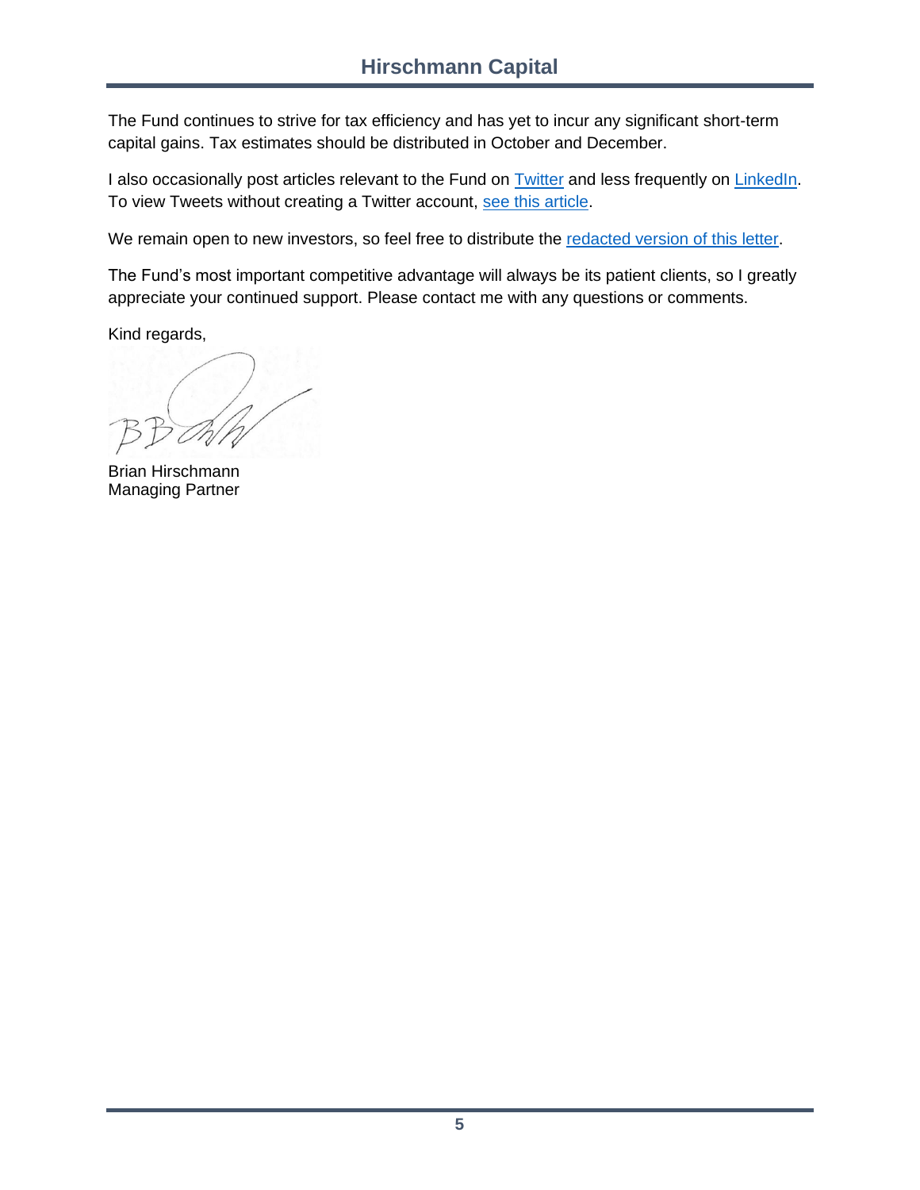The Fund continues to strive for tax efficiency and has yet to incur any significant short-term capital gains. Tax estimates should be distributed in October and December.

I also occasionally post articles relevant to the Fund on Twitter and less frequently on LinkedIn. To view Tweets without creating a Twitter account, see this article.

We remain open to new investors, so feel free to distribute the redacted version of this letter.

The Fund's most important competitive advantage will always be its patient clients, so I greatly appreciate your continued support. Please contact me with any questions or comments.

Kind regards,

Brian Hirschmann
Managing Partner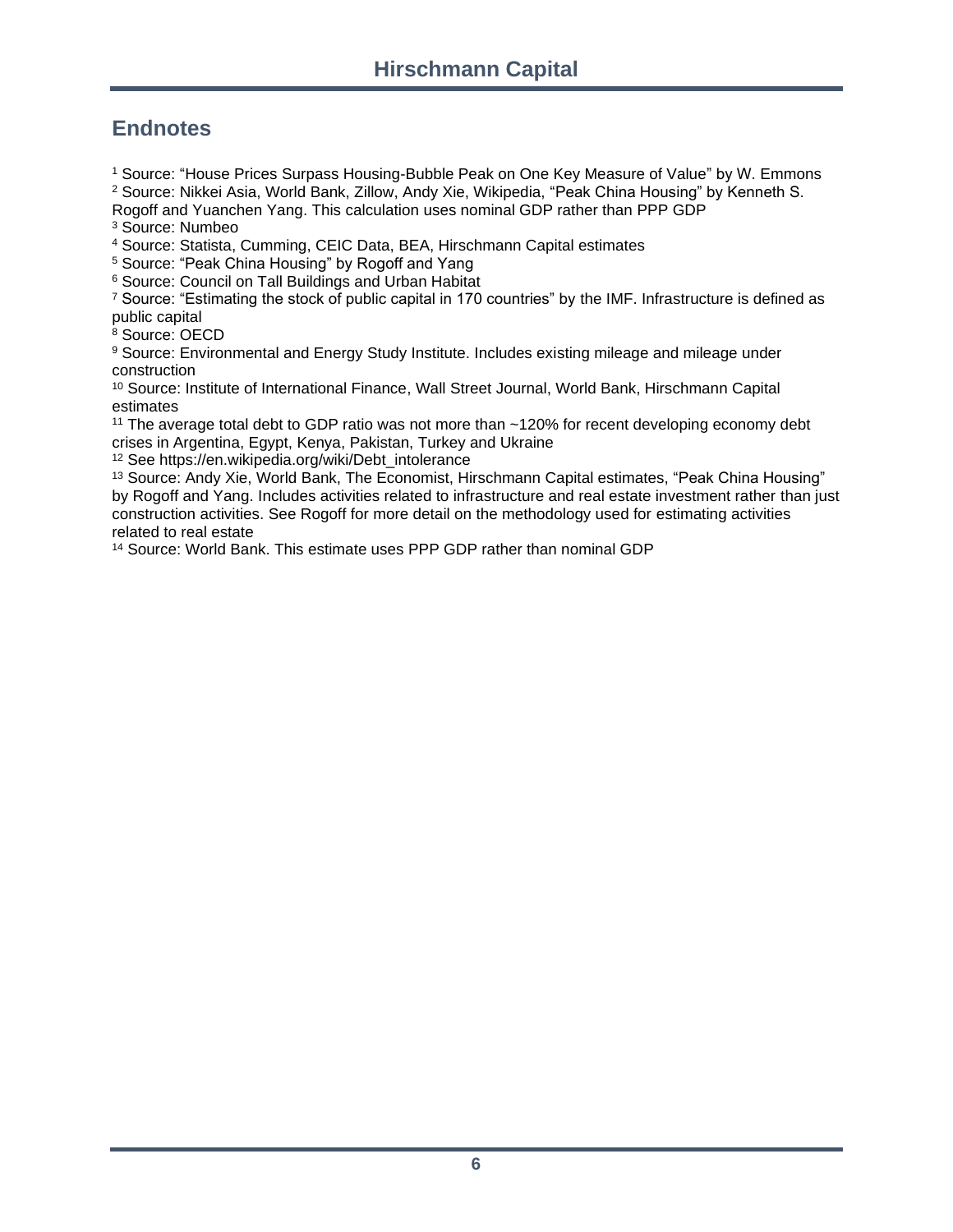## Endnotes

[1] Source: "House Prices Surpass Housing-Bubble Peak on One Key Measure of Value" by W. Emmons
[2] Source: Nikkei Asia, World Bank, Zillow, Andy Xie, Wikipedia, "Peak China Housing" by Kenneth S. Rogoff and Yuanchen Yang. This calculation uses nominal GDP rather than PPP GDP
[3] Source: Numbeo
[4] Source: Statista, Cumming, CEIC Data, BEA, Hirschmann Capital estimates
[5] Source: "Peak China Housing" by Rogoff and Yang
[6] Source: Council on Tall Buildings and Urban Habitat
[7] Source: "Estimating the stock of public capital in 170 countries" by the IMF. Infrastructure is defined as public capital
[8] Source: OECD
[9] Source: Environmental and Energy Study Institute. Includes existing mileage and mileage under construction
[10] Source: Institute of International Finance, Wall Street Journal, World Bank, Hirschmann Capital estimates
[11] The average total debt to GDP ratio was not more than ~120% for recent developing economy debt crises in Argentina, Egypt, Kenya, Pakistan, Turkey and Ukraine
[12] See https://en.wikipedia.org/wiki/Debt_intolerance
[13] Source: Andy Xie, World Bank, The Economist, Hirschmann Capital estimates, "Peak China Housing" by Rogoff and Yang. Includes activities related to infrastructure and real estate investment rather than just construction activities. See Rogoff for more detail on the methodology used for estimating activities related to real estate
[14] Source: World Bank. This estimate uses PPP GDP rather than nominal GDP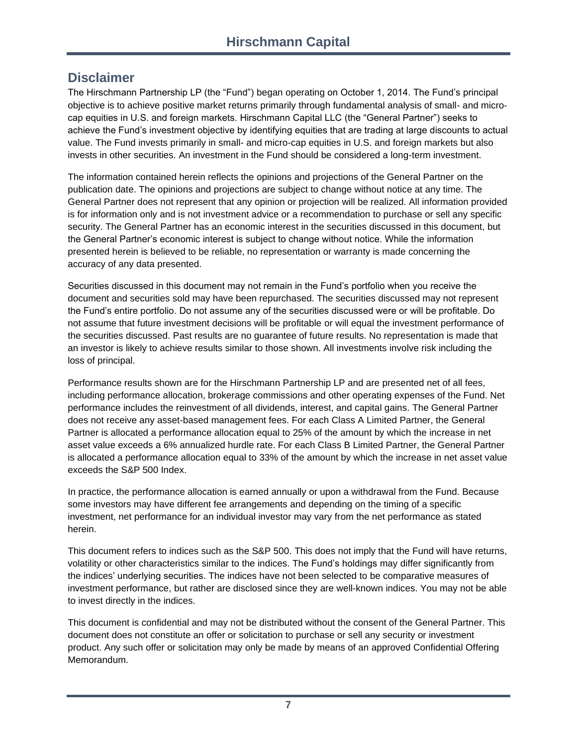## Disclaimer

The Hirschmann Partnership LP (the "Fund") began operating on October 1, 2014. The Fund's principal objective is to achieve positive market returns primarily through fundamental analysis of small- and micro-cap equities in U.S. and foreign markets. Hirschmann Capital LLC (the "General Partner") seeks to achieve the Fund's investment objective by identifying equities that are trading at large discounts to actual value. The Fund invests primarily in small- and micro-cap equities in U.S. and foreign markets but also invests in other securities. An investment in the Fund should be considered a long-term investment.

The information contained herein reflects the opinions and projections of the General Partner on the publication date. The opinions and projections are subject to change without notice at any time. The General Partner does not represent that any opinion or projection will be realized. All information provided is for information only and is not investment advice or a recommendation to purchase or sell any specific security. The General Partner has an economic interest in the securities discussed in this document, but the General Partner's economic interest is subject to change without notice. While the information presented herein is believed to be reliable, no representation or warranty is made concerning the accuracy of any data presented.

Securities discussed in this document may not remain in the Fund's portfolio when you receive the document and securities sold may have been repurchased. The securities discussed may not represent the Fund's entire portfolio. Do not assume any of the securities discussed were or will be profitable. Do not assume that future investment decisions will be profitable or will equal the investment performance of the securities discussed. Past results are no guarantee of future results. No representation is made that an investor is likely to achieve results similar to those shown. All investments involve risk including the loss of principal.

Performance results shown are for the Hirschmann Partnership LP and are presented net of all fees, including performance allocation, brokerage commissions and other operating expenses of the Fund. Net performance includes the reinvestment of all dividends, interest, and capital gains. The General Partner does not receive any asset-based management fees. For each Class A Limited Partner, the General Partner is allocated a performance allocation equal to 25% of the amount by which the increase in net asset value exceeds a 6% annualized hurdle rate. For each Class B Limited Partner, the General Partner is allocated a performance allocation equal to 33% of the amount by which the increase in net asset value exceeds the S&P 500 Index.

In practice, the performance allocation is earned annually or upon a withdrawal from the Fund. Because some investors may have different fee arrangements and depending on the timing of a specific investment, net performance for an individual investor may vary from the net performance as stated herein.

This document refers to indices such as the S&P 500. This does not imply that the Fund will have returns, volatility or other characteristics similar to the indices. The Fund's holdings may differ significantly from the indices' underlying securities. The indices have not been selected to be comparative measures of investment performance, but rather are disclosed since they are well-known indices. You may not be able to invest directly in the indices.

This document is confidential and may not be distributed without the consent of the General Partner. This document does not constitute an offer or solicitation to purchase or sell any security or investment product. Any such offer or solicitation may only be made by means of an approved Confidential Offering Memorandum.